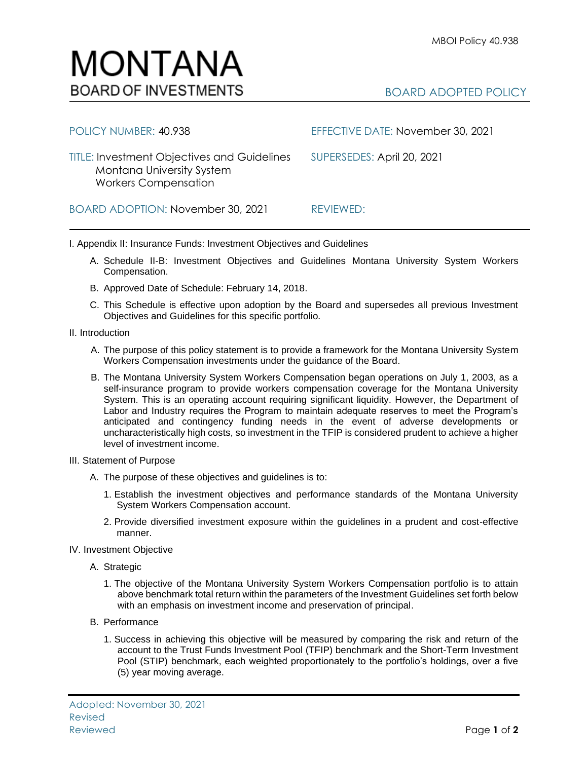# MONTANA
## BOARD OF INVESTMENTS

BOARD ADOPTED POLICY

| | |
|---|---|
| POLICY NUMBER: 40.938 | EFFECTIVE DATE: November 30, 2021 |
| TITLE: Investment Objectives and Guidelines Montana University System Workers Compensation | SUPERSEDES: April 20, 2021 |
| BOARD ADOPTION: November 30, 2021 | REVIEWED: |

I. Appendix II: Insurance Funds: Investment Objectives and Guidelines

A. Schedule II-B: Investment Objectives and Guidelines Montana University System Workers Compensation.

B. Approved Date of Schedule: February 14, 2018.

C. This Schedule is effective upon adoption by the Board and supersedes all previous Investment Objectives and Guidelines for this specific portfolio.

II. Introduction

A. The purpose of this policy statement is to provide a framework for the Montana University System Workers Compensation investments under the guidance of the Board.

B. The Montana University System Workers Compensation began operations on July 1, 2003, as a self-insurance program to provide workers compensation coverage for the Montana University System. This is an operating account requiring significant liquidity. However, the Department of Labor and Industry requires the Program to maintain adequate reserves to meet the Program's anticipated and contingency funding needs in the event of adverse developments or uncharacteristically high costs, so investment in the TFIP is considered prudent to achieve a higher level of investment income.

III. Statement of Purpose

A. The purpose of these objectives and guidelines is to:

1. Establish the investment objectives and performance standards of the Montana University System Workers Compensation account.

2. Provide diversified investment exposure within the guidelines in a prudent and cost-effective manner.

IV. Investment Objective

A. Strategic

1. The objective of the Montana University System Workers Compensation portfolio is to attain above benchmark total return within the parameters of the Investment Guidelines set forth below with an emphasis on investment income and preservation of principal.

B. Performance

1. Success in achieving this objective will be measured by comparing the risk and return of the account to the Trust Funds Investment Pool (TFIP) benchmark and the Short-Term Investment Pool (STIP) benchmark, each weighted proportionately to the portfolio's holdings, over a five (5) year moving average.

Adopted: November 30, 2021
Revised
Reviewed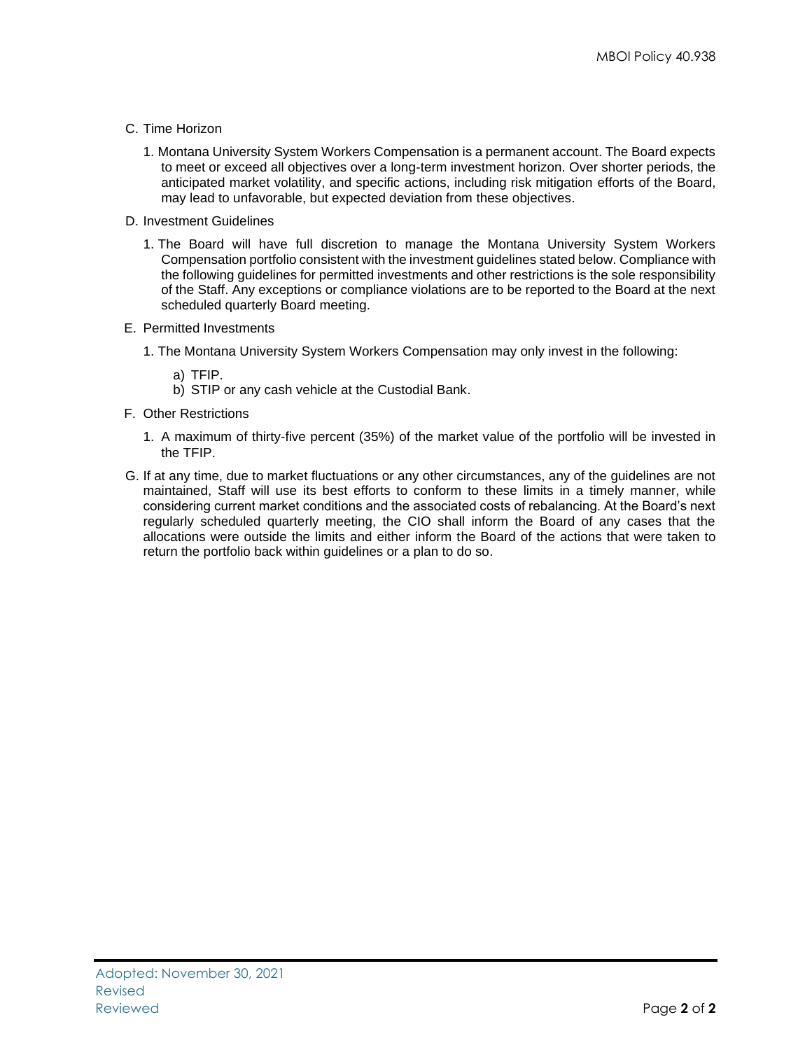C. Time Horizon

1. Montana University System Workers Compensation is a permanent account. The Board expects to meet or exceed all objectives over a long-term investment horizon. Over shorter periods, the anticipated market volatility, and specific actions, including risk mitigation efforts of the Board, may lead to unfavorable, but expected deviation from these objectives.

D. Investment Guidelines

1. The Board will have full discretion to manage the Montana University System Workers Compensation portfolio consistent with the investment guidelines stated below. Compliance with the following guidelines for permitted investments and other restrictions is the sole responsibility of the Staff. Any exceptions or compliance violations are to be reported to the Board at the next scheduled quarterly Board meeting.

E. Permitted Investments

1. The Montana University System Workers Compensation may only invest in the following:

   a) TFIP.
   b) STIP or any cash vehicle at the Custodial Bank.

F. Other Restrictions

1. A maximum of thirty-five percent (35%) of the market value of the portfolio will be invested in the TFIP.

G. If at any time, due to market fluctuations or any other circumstances, any of the guidelines are not maintained, Staff will use its best efforts to conform to these limits in a timely manner, while considering current market conditions and the associated costs of rebalancing. At the Board's next regularly scheduled quarterly meeting, the CIO shall inform the Board of any cases that the allocations were outside the limits and either inform the Board of the actions that were taken to return the portfolio back within guidelines or a plan to do so.

Adopted: November 30, 2021
Revised
Reviewed